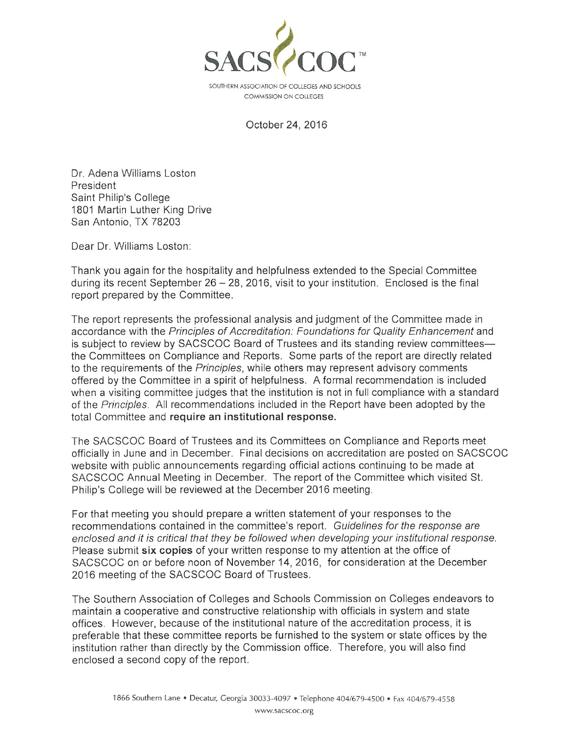SACS COC

SOUTHERN ASSOCIATION OF COLLEGES AND SCHOOLS
COMMISSION ON COLLEGES

October 24, 2016

Dr. Adena Williams Loston
President
Saint Philip's College
1801 Martin Luther King Drive
San Antonio, TX 78203

Dear Dr. Williams Loston:

Thank you again for the hospitality and helpfulness extended to the Special Committee during its recent September 26 – 28, 2016, visit to your institution. Enclosed is the final report prepared by the Committee.

The report represents the professional analysis and judgment of the Committee made in accordance with the *Principles of Accreditation: Foundations for Quality Enhancement* and is subject to review by SACSCOC Board of Trustees and its standing review committees—the Committees on Compliance and Reports. Some parts of the report are directly related to the requirements of the *Principles*, while others may represent advisory comments offered by the Committee in a spirit of helpfulness. A formal recommendation is included when a visiting committee judges that the institution is not in full compliance with a standard of the *Principles*. All recommendations included in the Report have been adopted by the total Committee and **require an institutional response.**

The SACSCOC Board of Trustees and its Committees on Compliance and Reports meet officially in June and in December. Final decisions on accreditation are posted on SACSCOC website with public announcements regarding official actions continuing to be made at SACSCOC Annual Meeting in December. The report of the Committee which visited St. Philip's College will be reviewed at the December 2016 meeting.

For that meeting you should prepare a written statement of your responses to the recommendations contained in the committee's report. *Guidelines for the response are enclosed and it is critical that they be followed when developing your institutional response.* Please submit **six copies** of your written response to my attention at the office of SACSCOC on or before noon of November 14, 2016, for consideration at the December 2016 meeting of the SACSCOC Board of Trustees.

The Southern Association of Colleges and Schools Commission on Colleges endeavors to maintain a cooperative and constructive relationship with officials in system and state offices. However, because of the institutional nature of the accreditation process, it is preferable that these committee reports be furnished to the system or state offices by the institution rather than directly by the Commission office. Therefore, you will also find enclosed a second copy of the report.

1866 Southern Lane • Decatur, Georgia 30033-4097 • Telephone 404/679-4500 • Fax 404/679-4558
www.sacscoc.org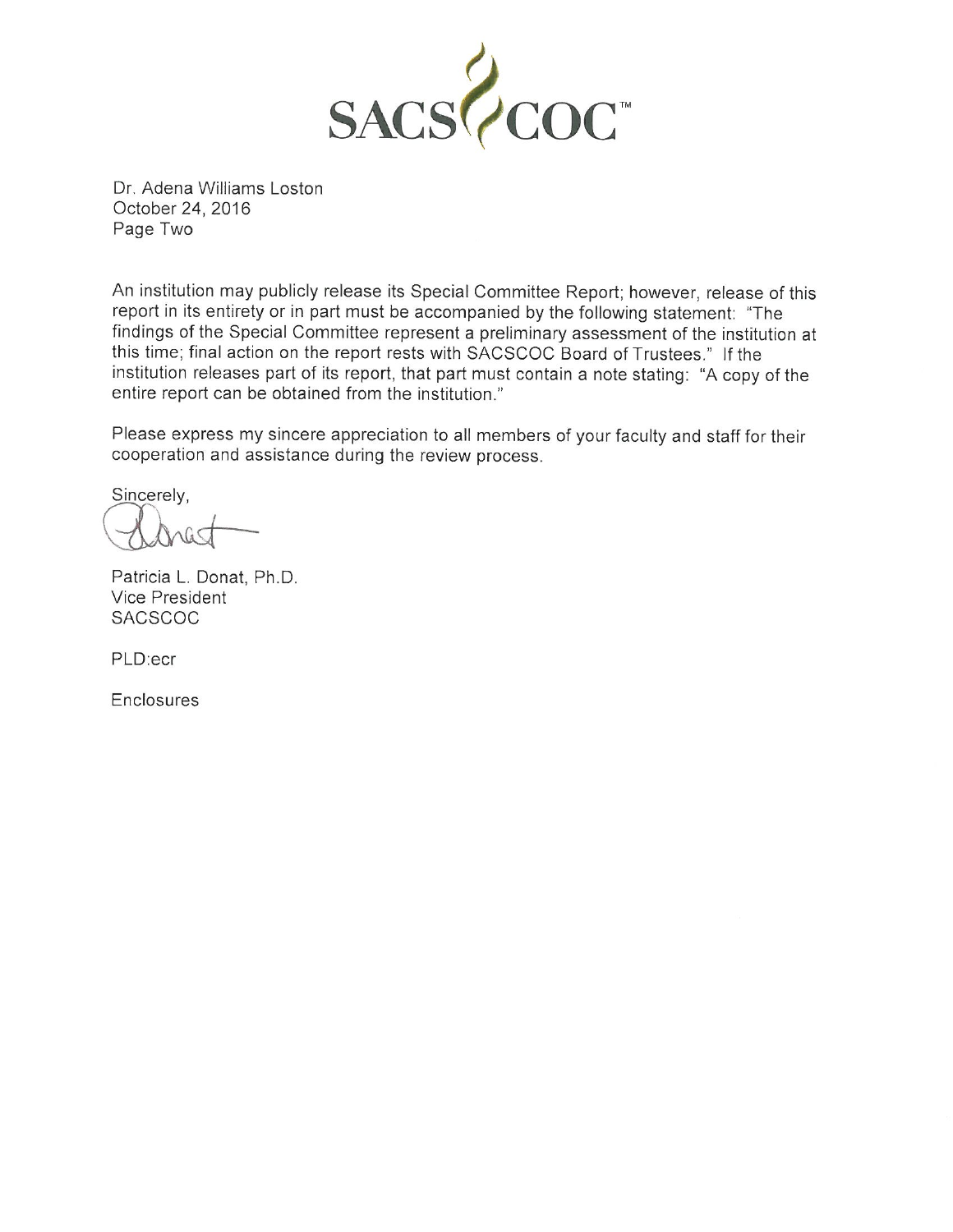SACS COC™

Dr. Adena Williams Loston
October 24, 2016
Page Two

An institution may publicly release its Special Committee Report; however, release of this report in its entirety or in part must be accompanied by the following statement: "The findings of the Special Committee represent a preliminary assessment of the institution at this time; final action on the report rests with SACSCOC Board of Trustees." If the institution releases part of its report, that part must contain a note stating: "A copy of the entire report can be obtained from the institution."

Please express my sincere appreciation to all members of your faculty and staff for their cooperation and assistance during the review process.

Sincerely,

Patricia L. Donat, Ph.D.
Vice President
SACSCOC

PLD:ecr

Enclosures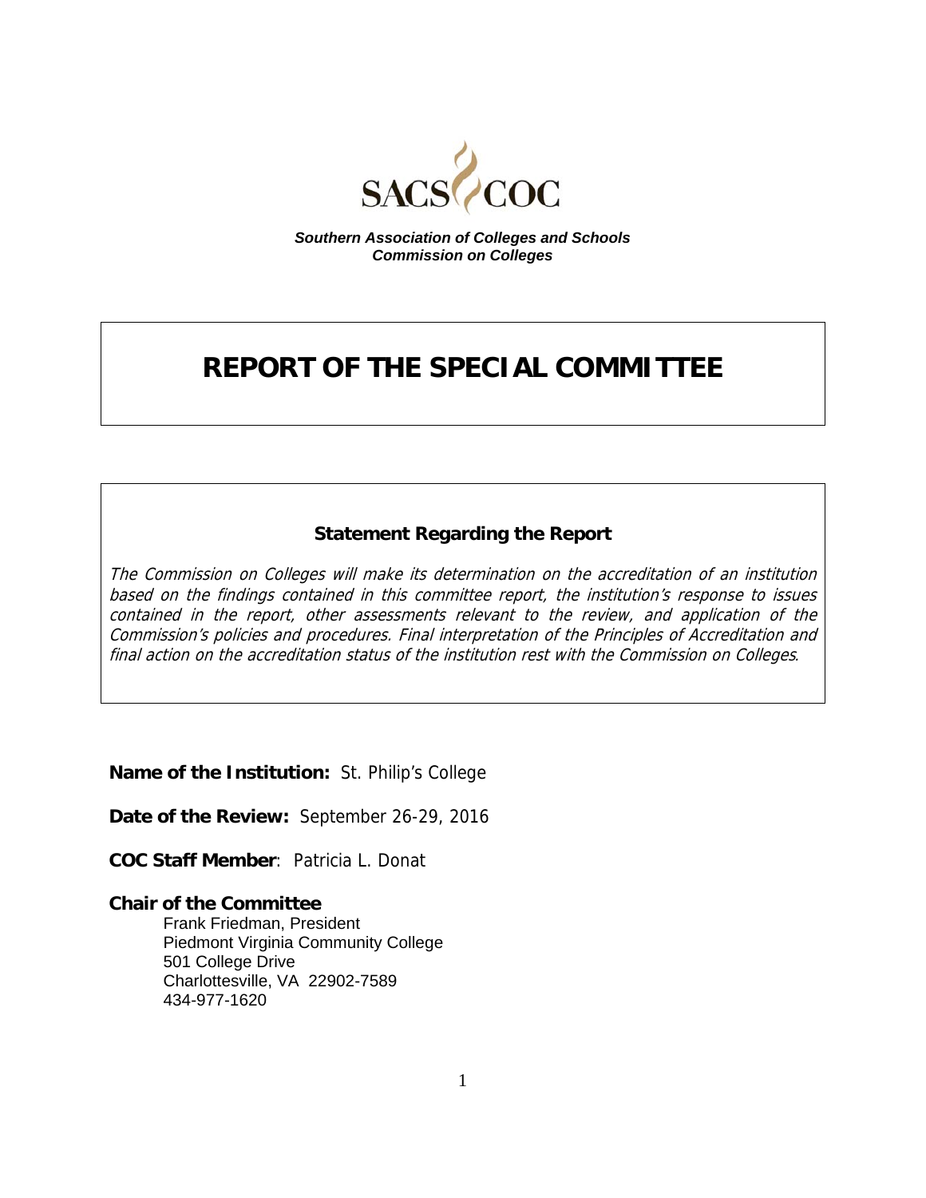SACS COC

***Southern Association of Colleges and Schools***
***Commission on Colleges***

# REPORT OF THE SPECIAL COMMITTEE

## Statement Regarding the Report

*The Commission on Colleges will make its determination on the accreditation of an institution based on the findings contained in this committee report, the institution's response to issues contained in the report, other assessments relevant to the review, and application of the Commission's policies and procedures. Final interpretation of the Principles of Accreditation and final action on the accreditation status of the institution rest with the Commission on Colleges.*

**Name of the Institution:** St. Philip's College

**Date of the Review:** September 26-29, 2016

**COC Staff Member**: Patricia L. Donat

**Chair of the Committee**

Frank Friedman, President
Piedmont Virginia Community College
501 College Drive
Charlottesville, VA 22902-7589
434-977-1620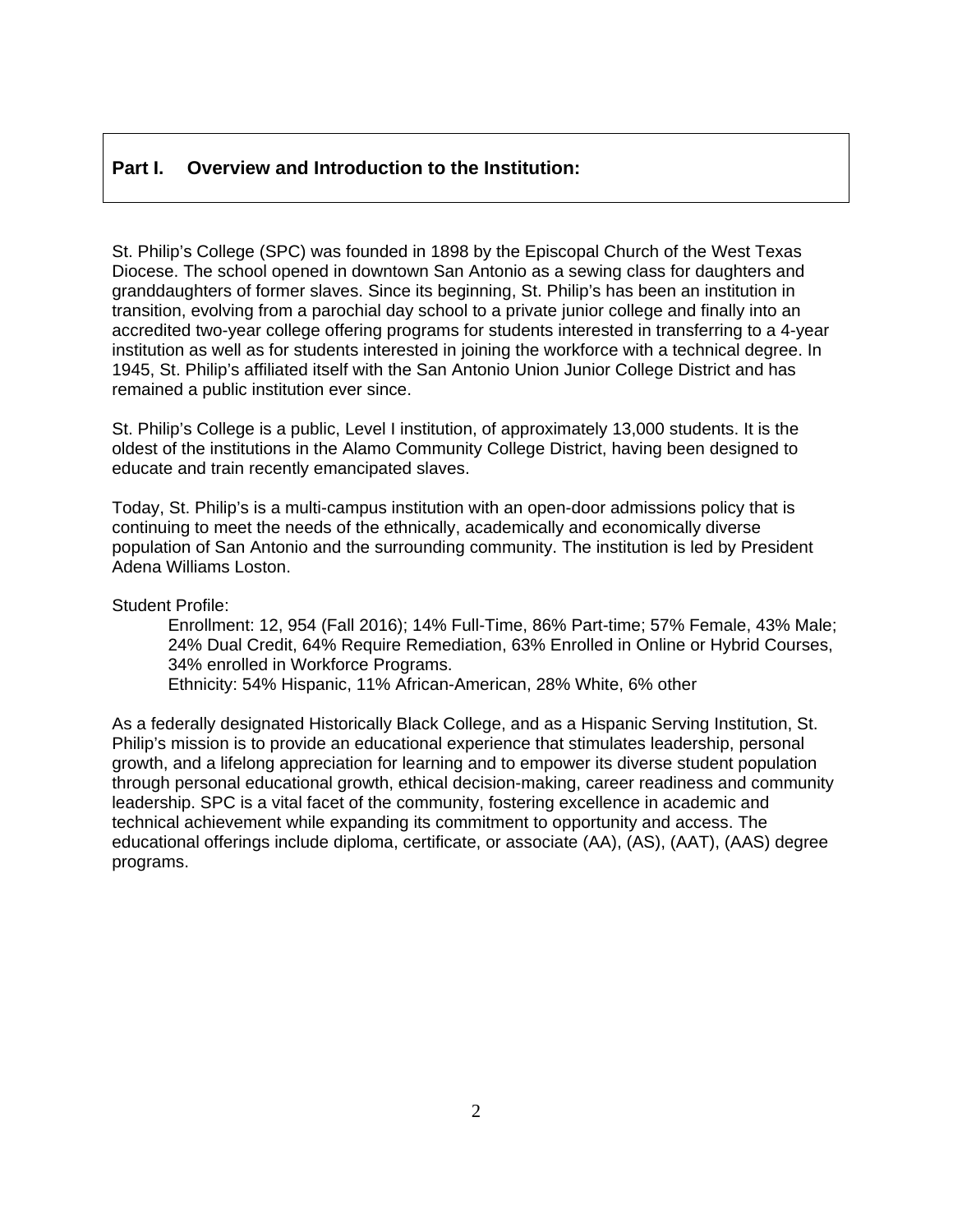## Part I. Overview and Introduction to the Institution:

St. Philip's College (SPC) was founded in 1898 by the Episcopal Church of the West Texas Diocese. The school opened in downtown San Antonio as a sewing class for daughters and granddaughters of former slaves. Since its beginning, St. Philip's has been an institution in transition, evolving from a parochial day school to a private junior college and finally into an accredited two-year college offering programs for students interested in transferring to a 4-year institution as well as for students interested in joining the workforce with a technical degree. In 1945, St. Philip's affiliated itself with the San Antonio Union Junior College District and has remained a public institution ever since.

St. Philip's College is a public, Level I institution, of approximately 13,000 students. It is the oldest of the institutions in the Alamo Community College District, having been designed to educate and train recently emancipated slaves.

Today, St. Philip's is a multi-campus institution with an open-door admissions policy that is continuing to meet the needs of the ethnically, academically and economically diverse population of San Antonio and the surrounding community. The institution is led by President Adena Williams Loston.

Student Profile:

> Enrollment: 12, 954 (Fall 2016); 14% Full-Time, 86% Part-time; 57% Female, 43% Male; 24% Dual Credit, 64% Require Remediation, 63% Enrolled in Online or Hybrid Courses, 34% enrolled in Workforce Programs.
>
> Ethnicity: 54% Hispanic, 11% African-American, 28% White, 6% other

As a federally designated Historically Black College, and as a Hispanic Serving Institution, St. Philip's mission is to provide an educational experience that stimulates leadership, personal growth, and a lifelong appreciation for learning and to empower its diverse student population through personal educational growth, ethical decision-making, career readiness and community leadership. SPC is a vital facet of the community, fostering excellence in academic and technical achievement while expanding its commitment to opportunity and access. The educational offerings include diploma, certificate, or associate (AA), (AS), (AAT), (AAS) degree programs.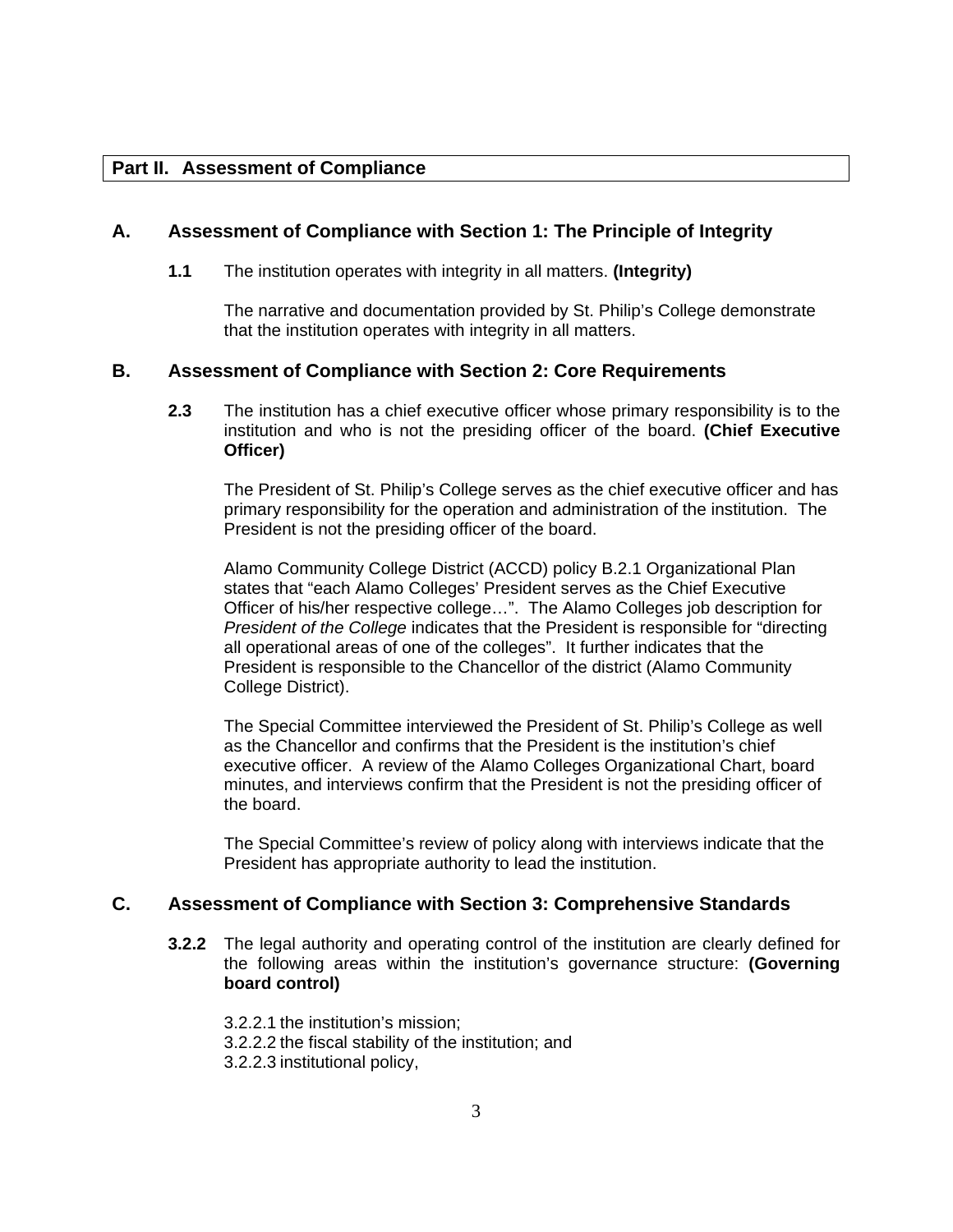## Part II. Assessment of Compliance

### A. Assessment of Compliance with Section 1: The Principle of Integrity

**1.1** The institution operates with integrity in all matters. **(Integrity)**

The narrative and documentation provided by St. Philip's College demonstrate that the institution operates with integrity in all matters.

### B. Assessment of Compliance with Section 2: Core Requirements

**2.3** The institution has a chief executive officer whose primary responsibility is to the institution and who is not the presiding officer of the board. **(Chief Executive Officer)**

The President of St. Philip's College serves as the chief executive officer and has primary responsibility for the operation and administration of the institution. The President is not the presiding officer of the board.

Alamo Community College District (ACCD) policy B.2.1 Organizational Plan states that "each Alamo Colleges' President serves as the Chief Executive Officer of his/her respective college…". The Alamo Colleges job description for *President of the College* indicates that the President is responsible for "directing all operational areas of one of the colleges". It further indicates that the President is responsible to the Chancellor of the district (Alamo Community College District).

The Special Committee interviewed the President of St. Philip's College as well as the Chancellor and confirms that the President is the institution's chief executive officer. A review of the Alamo Colleges Organizational Chart, board minutes, and interviews confirm that the President is not the presiding officer of the board.

The Special Committee's review of policy along with interviews indicate that the President has appropriate authority to lead the institution.

### C. Assessment of Compliance with Section 3: Comprehensive Standards

**3.2.2** The legal authority and operating control of the institution are clearly defined for the following areas within the institution's governance structure: **(Governing board control)**

3.2.2.1 the institution's mission;
3.2.2.2 the fiscal stability of the institution; and
3.2.2.3 institutional policy,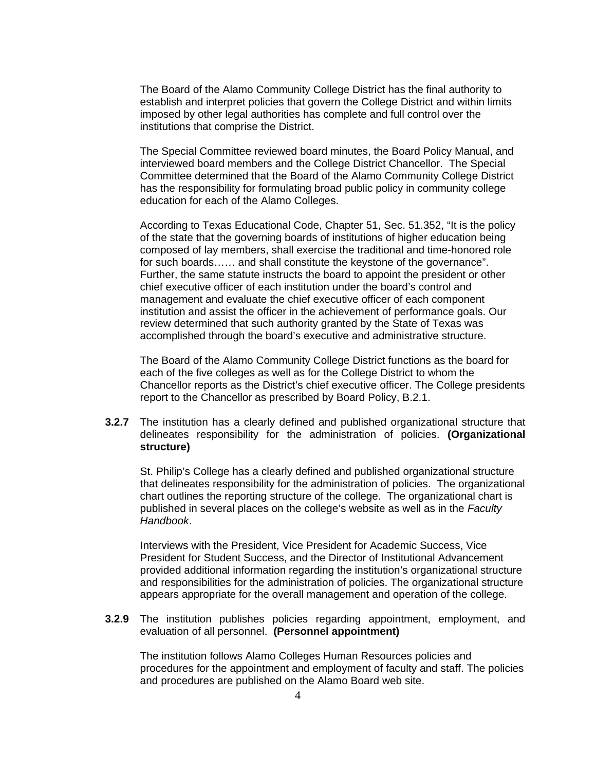The Board of the Alamo Community College District has the final authority to establish and interpret policies that govern the College District and within limits imposed by other legal authorities has complete and full control over the institutions that comprise the District.

The Special Committee reviewed board minutes, the Board Policy Manual, and interviewed board members and the College District Chancellor. The Special Committee determined that the Board of the Alamo Community College District has the responsibility for formulating broad public policy in community college education for each of the Alamo Colleges.

According to Texas Educational Code, Chapter 51, Sec. 51.352, "It is the policy of the state that the governing boards of institutions of higher education being composed of lay members, shall exercise the traditional and time-honored role for such boards…… and shall constitute the keystone of the governance". Further, the same statute instructs the board to appoint the president or other chief executive officer of each institution under the board's control and management and evaluate the chief executive officer of each component institution and assist the officer in the achievement of performance goals. Our review determined that such authority granted by the State of Texas was accomplished through the board's executive and administrative structure.

The Board of the Alamo Community College District functions as the board for each of the five colleges as well as for the College District to whom the Chancellor reports as the District's chief executive officer. The College presidents report to the Chancellor as prescribed by Board Policy, B.2.1.

**3.2.7** The institution has a clearly defined and published organizational structure that delineates responsibility for the administration of policies. **(Organizational structure)**

St. Philip's College has a clearly defined and published organizational structure that delineates responsibility for the administration of policies. The organizational chart outlines the reporting structure of the college. The organizational chart is published in several places on the college's website as well as in the *Faculty Handbook*.

Interviews with the President, Vice President for Academic Success, Vice President for Student Success, and the Director of Institutional Advancement provided additional information regarding the institution's organizational structure and responsibilities for the administration of policies. The organizational structure appears appropriate for the overall management and operation of the college.

**3.2.9** The institution publishes policies regarding appointment, employment, and evaluation of all personnel. **(Personnel appointment)**

The institution follows Alamo Colleges Human Resources policies and procedures for the appointment and employment of faculty and staff. The policies and procedures are published on the Alamo Board web site.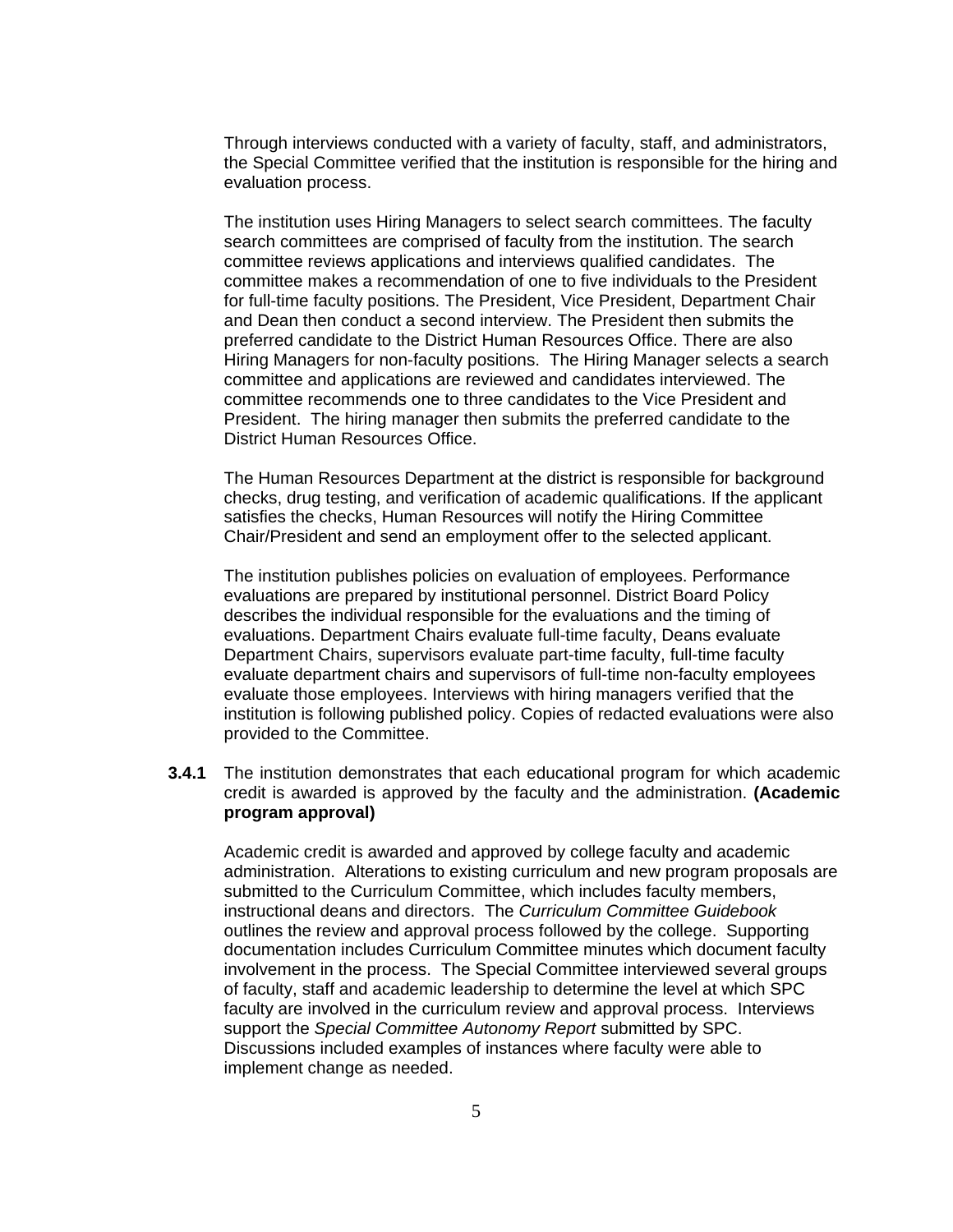Through interviews conducted with a variety of faculty, staff, and administrators, the Special Committee verified that the institution is responsible for the hiring and evaluation process.

The institution uses Hiring Managers to select search committees. The faculty search committees are comprised of faculty from the institution. The search committee reviews applications and interviews qualified candidates. The committee makes a recommendation of one to five individuals to the President for full-time faculty positions. The President, Vice President, Department Chair and Dean then conduct a second interview. The President then submits the preferred candidate to the District Human Resources Office. There are also Hiring Managers for non-faculty positions. The Hiring Manager selects a search committee and applications are reviewed and candidates interviewed. The committee recommends one to three candidates to the Vice President and President. The hiring manager then submits the preferred candidate to the District Human Resources Office.

The Human Resources Department at the district is responsible for background checks, drug testing, and verification of academic qualifications. If the applicant satisfies the checks, Human Resources will notify the Hiring Committee Chair/President and send an employment offer to the selected applicant.

The institution publishes policies on evaluation of employees. Performance evaluations are prepared by institutional personnel. District Board Policy describes the individual responsible for the evaluations and the timing of evaluations. Department Chairs evaluate full-time faculty, Deans evaluate Department Chairs, supervisors evaluate part-time faculty, full-time faculty evaluate department chairs and supervisors of full-time non-faculty employees evaluate those employees. Interviews with hiring managers verified that the institution is following published policy. Copies of redacted evaluations were also provided to the Committee.

**3.4.1** The institution demonstrates that each educational program for which academic credit is awarded is approved by the faculty and the administration. **(Academic program approval)**

Academic credit is awarded and approved by college faculty and academic administration. Alterations to existing curriculum and new program proposals are submitted to the Curriculum Committee, which includes faculty members, instructional deans and directors. The *Curriculum Committee Guidebook* outlines the review and approval process followed by the college. Supporting documentation includes Curriculum Committee minutes which document faculty involvement in the process. The Special Committee interviewed several groups of faculty, staff and academic leadership to determine the level at which SPC faculty are involved in the curriculum review and approval process. Interviews support the *Special Committee Autonomy Report* submitted by SPC. Discussions included examples of instances where faculty were able to implement change as needed.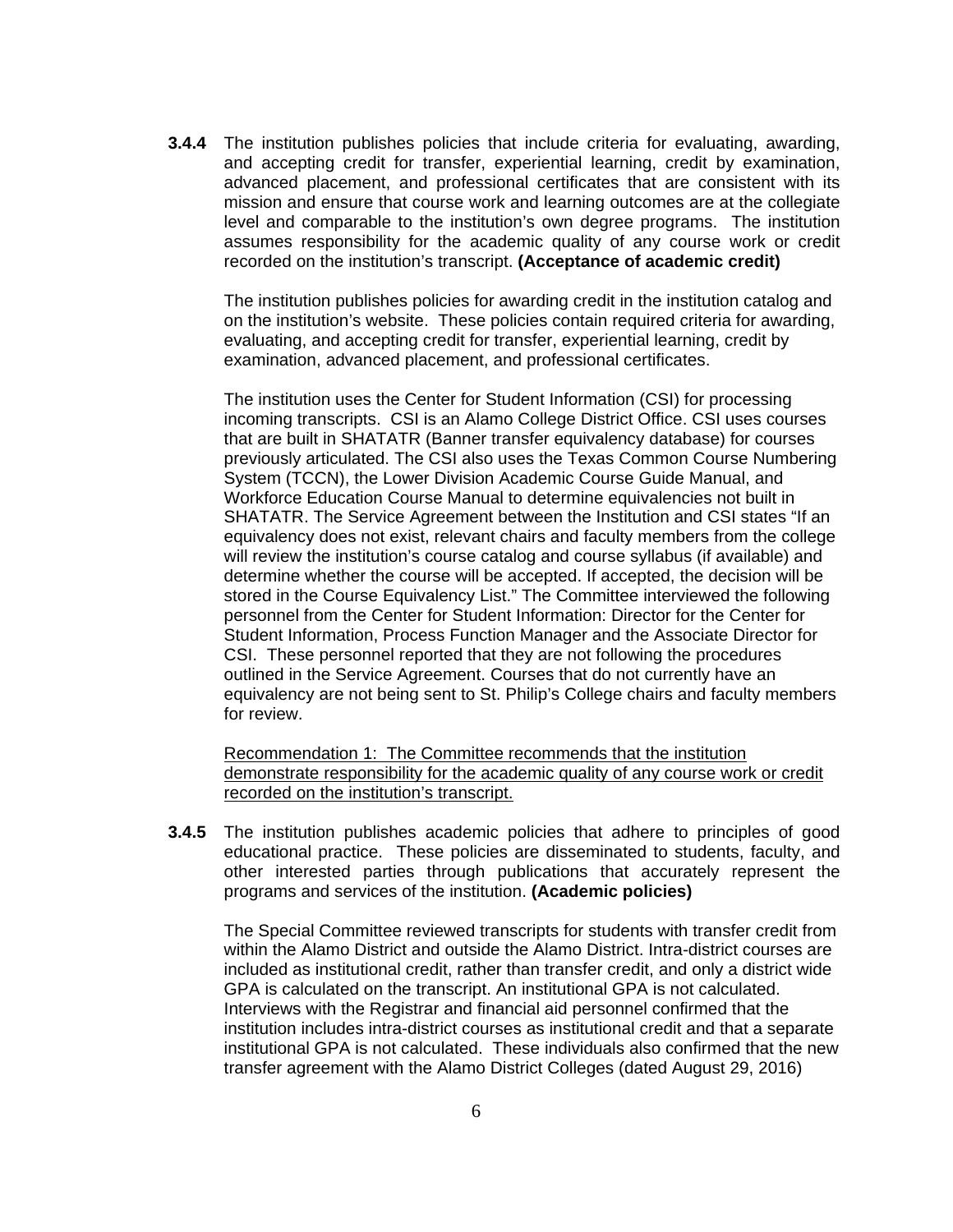**3.4.4** The institution publishes policies that include criteria for evaluating, awarding, and accepting credit for transfer, experiential learning, credit by examination, advanced placement, and professional certificates that are consistent with its mission and ensure that course work and learning outcomes are at the collegiate level and comparable to the institution's own degree programs. The institution assumes responsibility for the academic quality of any course work or credit recorded on the institution's transcript. **(Acceptance of academic credit)**

The institution publishes policies for awarding credit in the institution catalog and on the institution's website. These policies contain required criteria for awarding, evaluating, and accepting credit for transfer, experiential learning, credit by examination, advanced placement, and professional certificates.

The institution uses the Center for Student Information (CSI) for processing incoming transcripts. CSI is an Alamo College District Office. CSI uses courses that are built in SHATATR (Banner transfer equivalency database) for courses previously articulated. The CSI also uses the Texas Common Course Numbering System (TCCN), the Lower Division Academic Course Guide Manual, and Workforce Education Course Manual to determine equivalencies not built in SHATATR. The Service Agreement between the Institution and CSI states "If an equivalency does not exist, relevant chairs and faculty members from the college will review the institution's course catalog and course syllabus (if available) and determine whether the course will be accepted. If accepted, the decision will be stored in the Course Equivalency List." The Committee interviewed the following personnel from the Center for Student Information: Director for the Center for Student Information, Process Function Manager and the Associate Director for CSI. These personnel reported that they are not following the procedures outlined in the Service Agreement. Courses that do not currently have an equivalency are not being sent to St. Philip's College chairs and faculty members for review.

<u>Recommendation 1: The Committee recommends that the institution demonstrate responsibility for the academic quality of any course work or credit recorded on the institution's transcript.</u>

**3.4.5** The institution publishes academic policies that adhere to principles of good educational practice. These policies are disseminated to students, faculty, and other interested parties through publications that accurately represent the programs and services of the institution. **(Academic policies)**

The Special Committee reviewed transcripts for students with transfer credit from within the Alamo District and outside the Alamo District. Intra-district courses are included as institutional credit, rather than transfer credit, and only a district wide GPA is calculated on the transcript. An institutional GPA is not calculated. Interviews with the Registrar and financial aid personnel confirmed that the institution includes intra-district courses as institutional credit and that a separate institutional GPA is not calculated. These individuals also confirmed that the new transfer agreement with the Alamo District Colleges (dated August 29, 2016)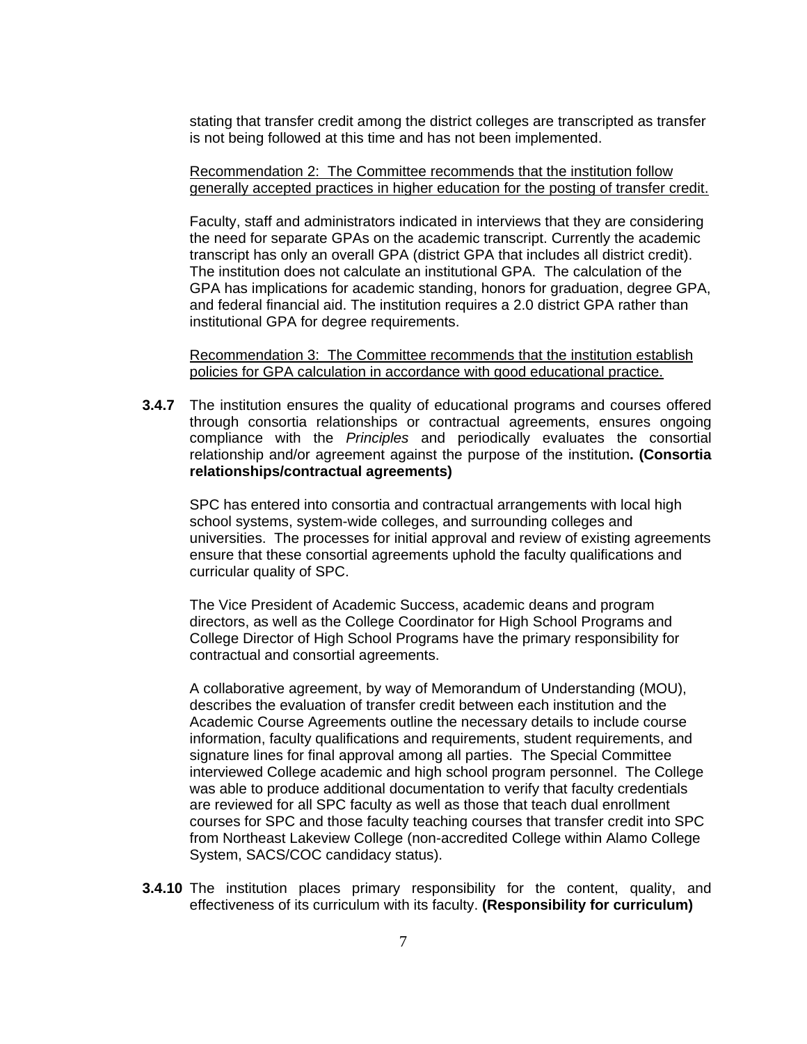stating that transfer credit among the district colleges are transcripted as transfer is not being followed at this time and has not been implemented.

Recommendation 2: The Committee recommends that the institution follow generally accepted practices in higher education for the posting of transfer credit.

Faculty, staff and administrators indicated in interviews that they are considering the need for separate GPAs on the academic transcript. Currently the academic transcript has only an overall GPA (district GPA that includes all district credit). The institution does not calculate an institutional GPA. The calculation of the GPA has implications for academic standing, honors for graduation, degree GPA, and federal financial aid. The institution requires a 2.0 district GPA rather than institutional GPA for degree requirements.

Recommendation 3: The Committee recommends that the institution establish policies for GPA calculation in accordance with good educational practice.

**3.4.7** The institution ensures the quality of educational programs and courses offered through consortia relationships or contractual agreements, ensures ongoing compliance with the *Principles* and periodically evaluates the consortial relationship and/or agreement against the purpose of the institution**. (Consortia relationships/contractual agreements)**

SPC has entered into consortia and contractual arrangements with local high school systems, system-wide colleges, and surrounding colleges and universities. The processes for initial approval and review of existing agreements ensure that these consortial agreements uphold the faculty qualifications and curricular quality of SPC.

The Vice President of Academic Success, academic deans and program directors, as well as the College Coordinator for High School Programs and College Director of High School Programs have the primary responsibility for contractual and consortial agreements.

A collaborative agreement, by way of Memorandum of Understanding (MOU), describes the evaluation of transfer credit between each institution and the Academic Course Agreements outline the necessary details to include course information, faculty qualifications and requirements, student requirements, and signature lines for final approval among all parties. The Special Committee interviewed College academic and high school program personnel. The College was able to produce additional documentation to verify that faculty credentials are reviewed for all SPC faculty as well as those that teach dual enrollment courses for SPC and those faculty teaching courses that transfer credit into SPC from Northeast Lakeview College (non-accredited College within Alamo College System, SACS/COC candidacy status).

**3.4.10** The institution places primary responsibility for the content, quality, and effectiveness of its curriculum with its faculty. **(Responsibility for curriculum)**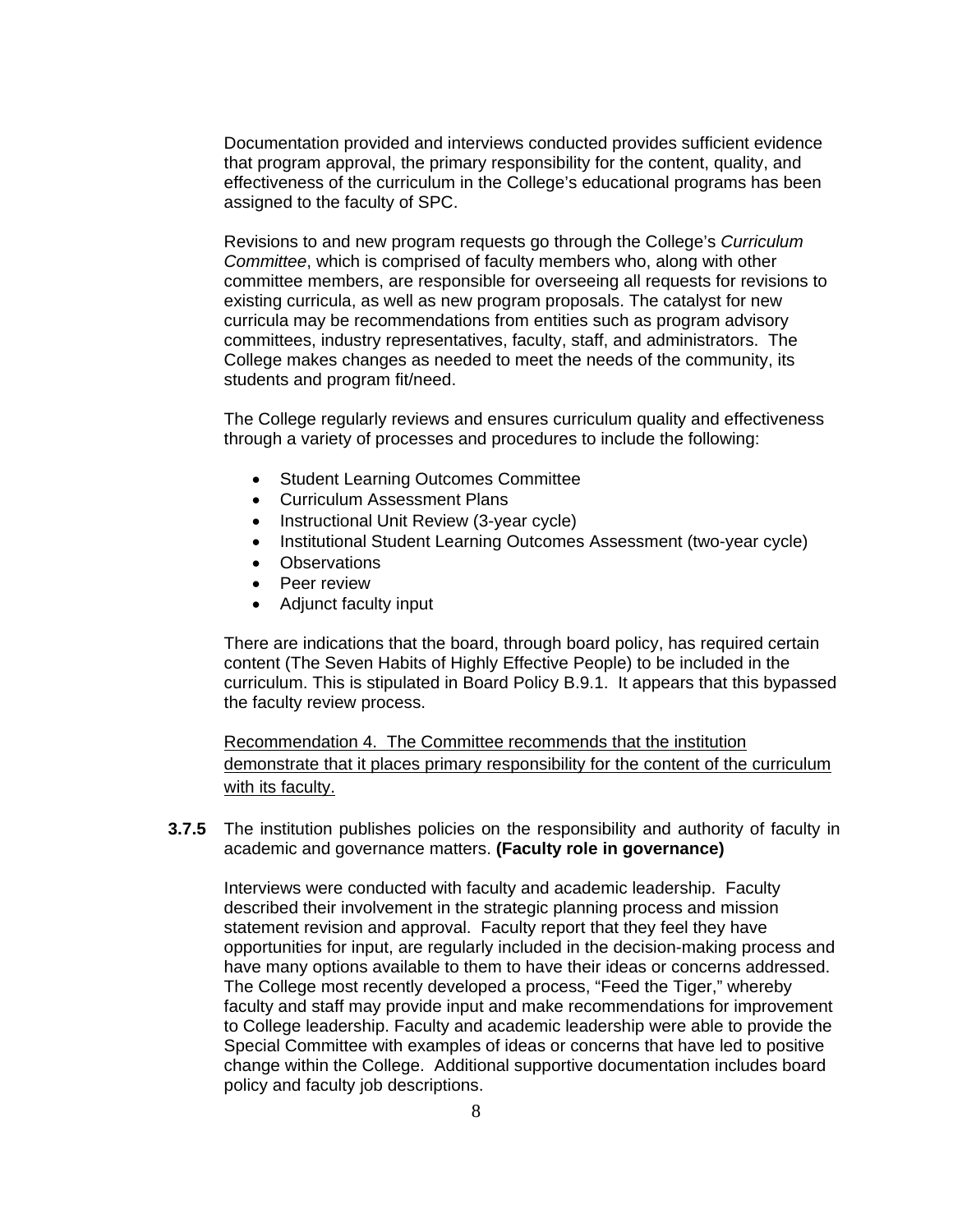Documentation provided and interviews conducted provides sufficient evidence that program approval, the primary responsibility for the content, quality, and effectiveness of the curriculum in the College's educational programs has been assigned to the faculty of SPC.

Revisions to and new program requests go through the College's *Curriculum Committee*, which is comprised of faculty members who, along with other committee members, are responsible for overseeing all requests for revisions to existing curricula, as well as new program proposals. The catalyst for new curricula may be recommendations from entities such as program advisory committees, industry representatives, faculty, staff, and administrators. The College makes changes as needed to meet the needs of the community, its students and program fit/need.

The College regularly reviews and ensures curriculum quality and effectiveness through a variety of processes and procedures to include the following:

- Student Learning Outcomes Committee
- Curriculum Assessment Plans
- Instructional Unit Review (3-year cycle)
- Institutional Student Learning Outcomes Assessment (two-year cycle)
- Observations
- Peer review
- Adjunct faculty input

There are indications that the board, through board policy, has required certain content (The Seven Habits of Highly Effective People) to be included in the curriculum. This is stipulated in Board Policy B.9.1. It appears that this bypassed the faculty review process.

<u>Recommendation 4. The Committee recommends that the institution demonstrate that it places primary responsibility for the content of the curriculum with its faculty.</u>

**3.7.5** The institution publishes policies on the responsibility and authority of faculty in academic and governance matters. **(Faculty role in governance)**

Interviews were conducted with faculty and academic leadership. Faculty described their involvement in the strategic planning process and mission statement revision and approval. Faculty report that they feel they have opportunities for input, are regularly included in the decision-making process and have many options available to them to have their ideas or concerns addressed. The College most recently developed a process, "Feed the Tiger," whereby faculty and staff may provide input and make recommendations for improvement to College leadership. Faculty and academic leadership were able to provide the Special Committee with examples of ideas or concerns that have led to positive change within the College. Additional supportive documentation includes board policy and faculty job descriptions.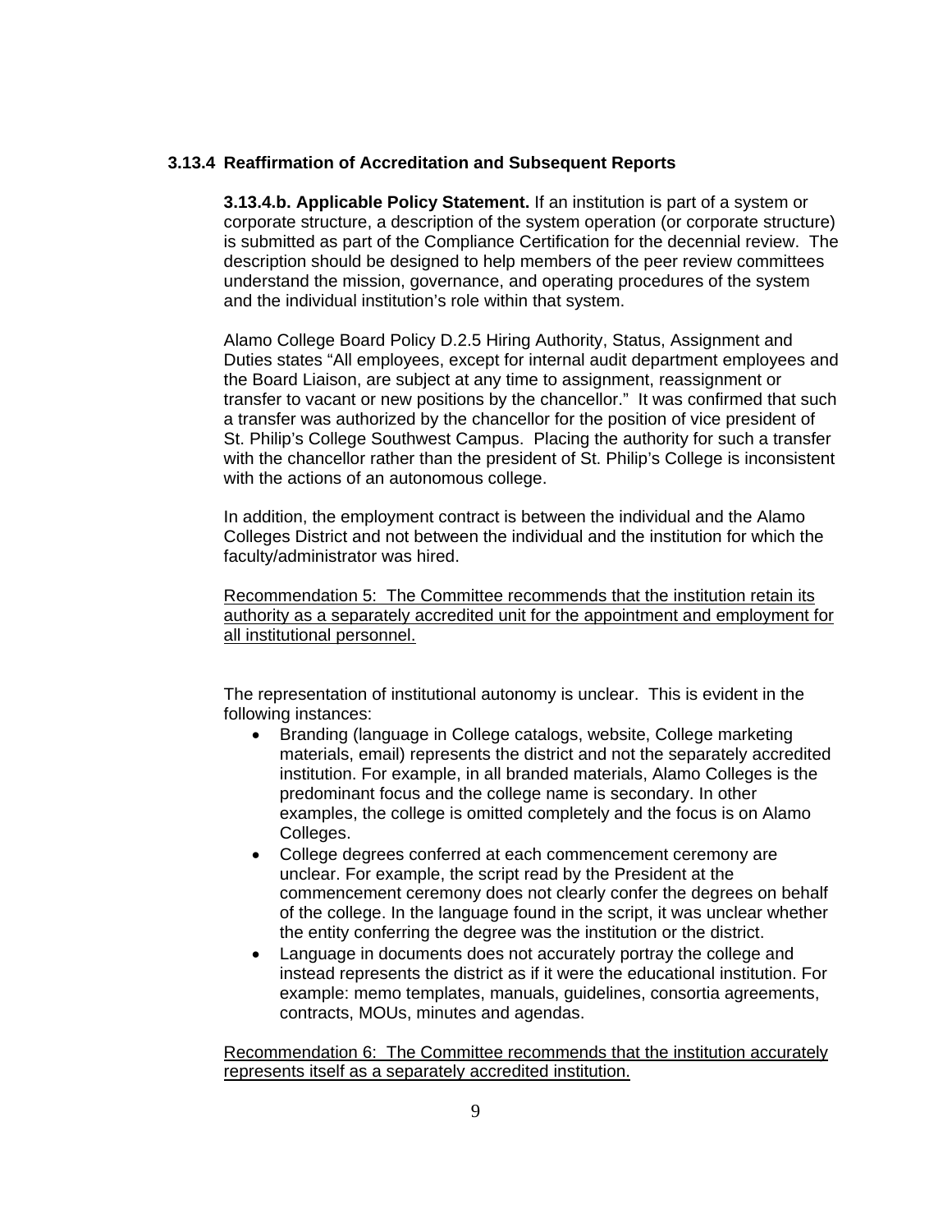### 3.13.4 Reaffirmation of Accreditation and Subsequent Reports

**3.13.4.b. Applicable Policy Statement.** If an institution is part of a system or corporate structure, a description of the system operation (or corporate structure) is submitted as part of the Compliance Certification for the decennial review. The description should be designed to help members of the peer review committees understand the mission, governance, and operating procedures of the system and the individual institution's role within that system.

Alamo College Board Policy D.2.5 Hiring Authority, Status, Assignment and Duties states "All employees, except for internal audit department employees and the Board Liaison, are subject at any time to assignment, reassignment or transfer to vacant or new positions by the chancellor." It was confirmed that such a transfer was authorized by the chancellor for the position of vice president of St. Philip's College Southwest Campus. Placing the authority for such a transfer with the chancellor rather than the president of St. Philip's College is inconsistent with the actions of an autonomous college.

In addition, the employment contract is between the individual and the Alamo Colleges District and not between the individual and the institution for which the faculty/administrator was hired.

<u>Recommendation 5: The Committee recommends that the institution retain its authority as a separately accredited unit for the appointment and employment for all institutional personnel.</u>

The representation of institutional autonomy is unclear. This is evident in the following instances:

- Branding (language in College catalogs, website, College marketing materials, email) represents the district and not the separately accredited institution. For example, in all branded materials, Alamo Colleges is the predominant focus and the college name is secondary. In other examples, the college is omitted completely and the focus is on Alamo Colleges.
- College degrees conferred at each commencement ceremony are unclear. For example, the script read by the President at the commencement ceremony does not clearly confer the degrees on behalf of the college. In the language found in the script, it was unclear whether the entity conferring the degree was the institution or the district.
- Language in documents does not accurately portray the college and instead represents the district as if it were the educational institution. For example: memo templates, manuals, guidelines, consortia agreements, contracts, MOUs, minutes and agendas.

<u>Recommendation 6: The Committee recommends that the institution accurately represents itself as a separately accredited institution.</u>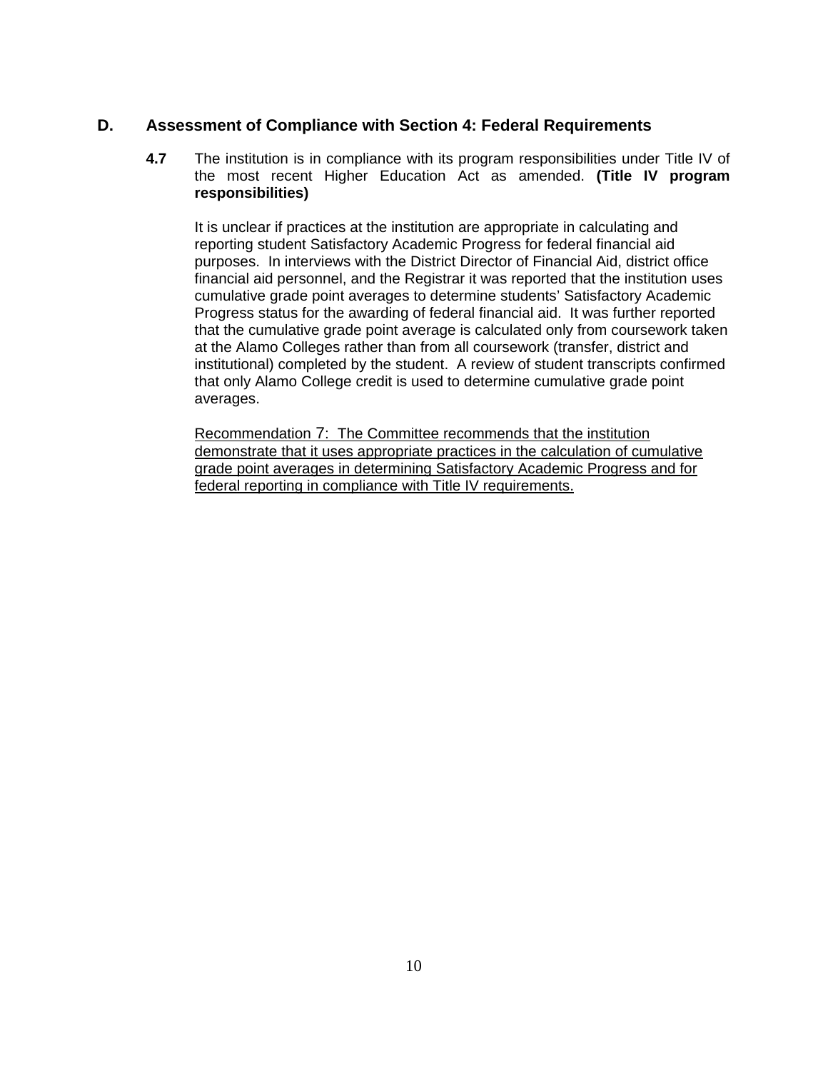## D. Assessment of Compliance with Section 4: Federal Requirements

**4.7** The institution is in compliance with its program responsibilities under Title IV of the most recent Higher Education Act as amended. **(Title IV program responsibilities)**

It is unclear if practices at the institution are appropriate in calculating and reporting student Satisfactory Academic Progress for federal financial aid purposes. In interviews with the District Director of Financial Aid, district office financial aid personnel, and the Registrar it was reported that the institution uses cumulative grade point averages to determine students' Satisfactory Academic Progress status for the awarding of federal financial aid. It was further reported that the cumulative grade point average is calculated only from coursework taken at the Alamo Colleges rather than from all coursework (transfer, district and institutional) completed by the student. A review of student transcripts confirmed that only Alamo College credit is used to determine cumulative grade point averages.

<u>Recommendation 7: The Committee recommends that the institution demonstrate that it uses appropriate practices in the calculation of cumulative grade point averages in determining Satisfactory Academic Progress and for federal reporting in compliance with Title IV requirements.</u>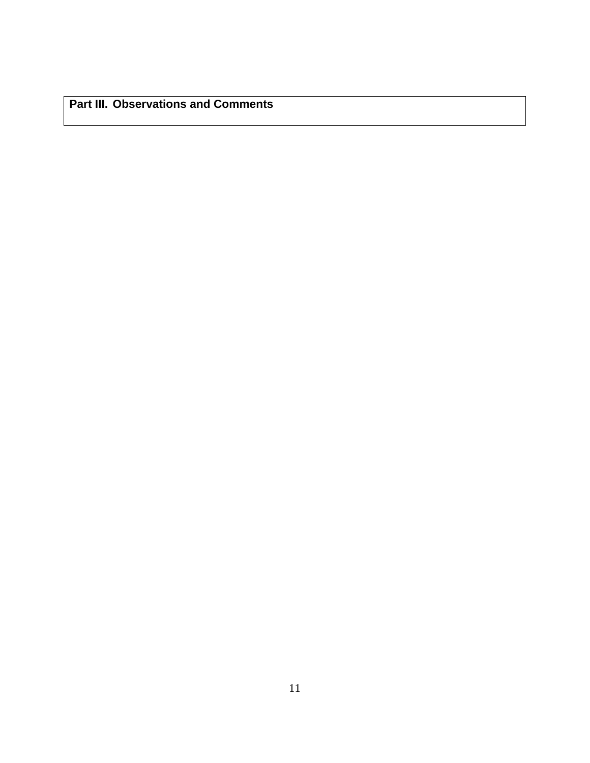**Part III. Observations and Comments**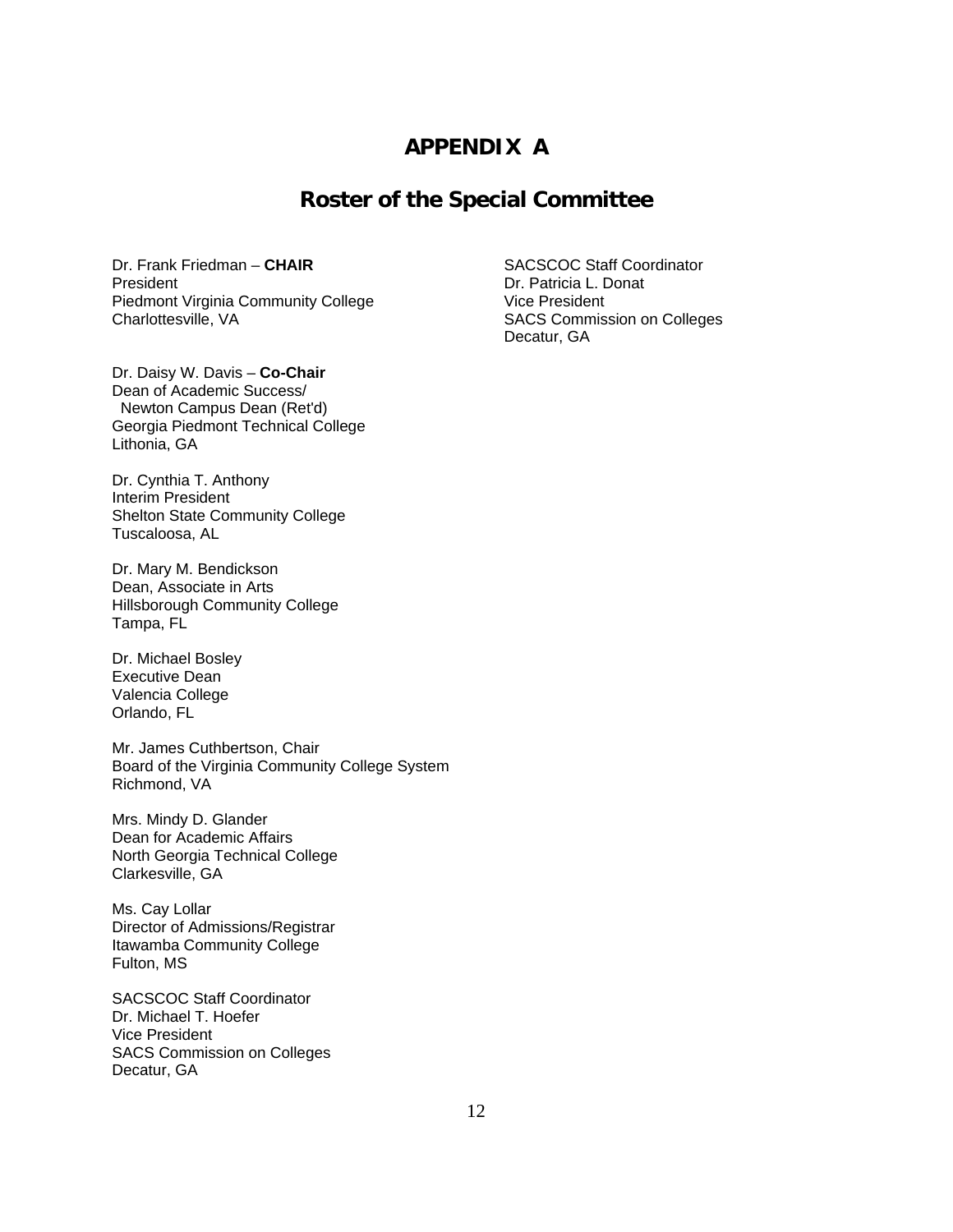# APPENDIX A

## Roster of the Special Committee

Dr. Frank Friedman – **CHAIR**
President
Piedmont Virginia Community College
Charlottesville, VA

Dr. Daisy W. Davis – **Co-Chair**
Dean of Academic Success/
Newton Campus Dean (Ret'd)
Georgia Piedmont Technical College
Lithonia, GA

Dr. Cynthia T. Anthony
Interim President
Shelton State Community College
Tuscaloosa, AL

Dr. Mary M. Bendickson
Dean, Associate in Arts
Hillsborough Community College
Tampa, FL

Dr. Michael Bosley
Executive Dean
Valencia College
Orlando, FL

Mr. James Cuthbertson, Chair
Board of the Virginia Community College System
Richmond, VA

Mrs. Mindy D. Glander
Dean for Academic Affairs
North Georgia Technical College
Clarkesville, GA

Ms. Cay Lollar
Director of Admissions/Registrar
Itawamba Community College
Fulton, MS

SACSCOC Staff Coordinator
Dr. Michael T. Hoefer
Vice President
SACS Commission on Colleges
Decatur, GA

SACSCOC Staff Coordinator
Dr. Patricia L. Donat
Vice President
SACS Commission on Colleges
Decatur, GA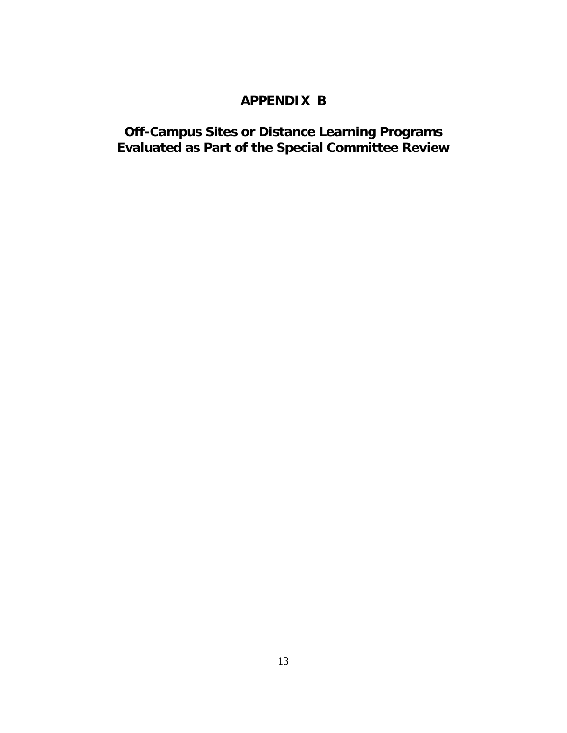# APPENDIX B

## Off-Campus Sites or Distance Learning Programs Evaluated as Part of the Special Committee Review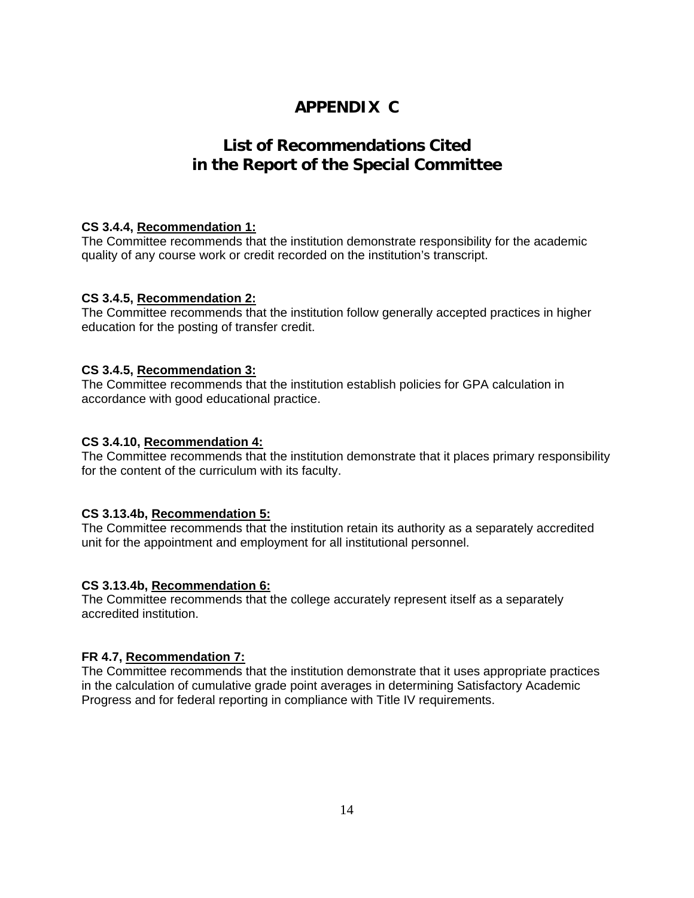# APPENDIX C

## List of Recommendations Cited in the Report of the Special Committee

**CS 3.4.4, Recommendation 1:**
The Committee recommends that the institution demonstrate responsibility for the academic quality of any course work or credit recorded on the institution's transcript.

**CS 3.4.5, Recommendation 2:**
The Committee recommends that the institution follow generally accepted practices in higher education for the posting of transfer credit.

**CS 3.4.5, Recommendation 3:**
The Committee recommends that the institution establish policies for GPA calculation in accordance with good educational practice.

**CS 3.4.10, Recommendation 4:**
The Committee recommends that the institution demonstrate that it places primary responsibility for the content of the curriculum with its faculty.

**CS 3.13.4b, Recommendation 5:**
The Committee recommends that the institution retain its authority as a separately accredited unit for the appointment and employment for all institutional personnel.

**CS 3.13.4b, Recommendation 6:**
The Committee recommends that the college accurately represent itself as a separately accredited institution.

**FR 4.7, Recommendation 7:**
The Committee recommends that the institution demonstrate that it uses appropriate practices in the calculation of cumulative grade point averages in determining Satisfactory Academic Progress and for federal reporting in compliance with Title IV requirements.